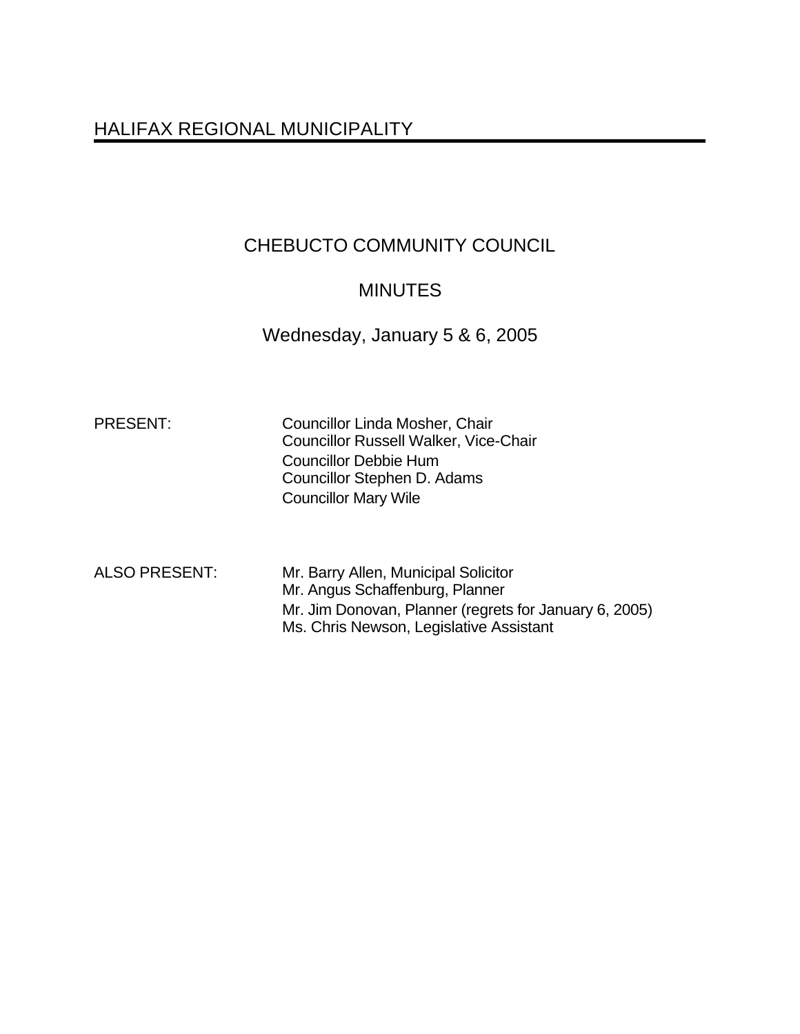# HALIFAX REGIONAL MUNICIPALITY

## CHEBUCTO COMMUNITY COUNCIL

## MINUTES

### Wednesday, January 5 & 6, 2005

| | |
|---|---|
| PRESENT: | Councillor Linda Mosher, Chair<br>Councillor Russell Walker, Vice-Chair<br>Councillor Debbie Hum<br>Councillor Stephen D. Adams<br>Councillor Mary Wile |
| ALSO PRESENT: | Mr. Barry Allen, Municipal Solicitor<br>Mr. Angus Schaffenburg, Planner<br>Mr. Jim Donovan, Planner (regrets for January 6, 2005)<br>Ms. Chris Newson, Legislative Assistant |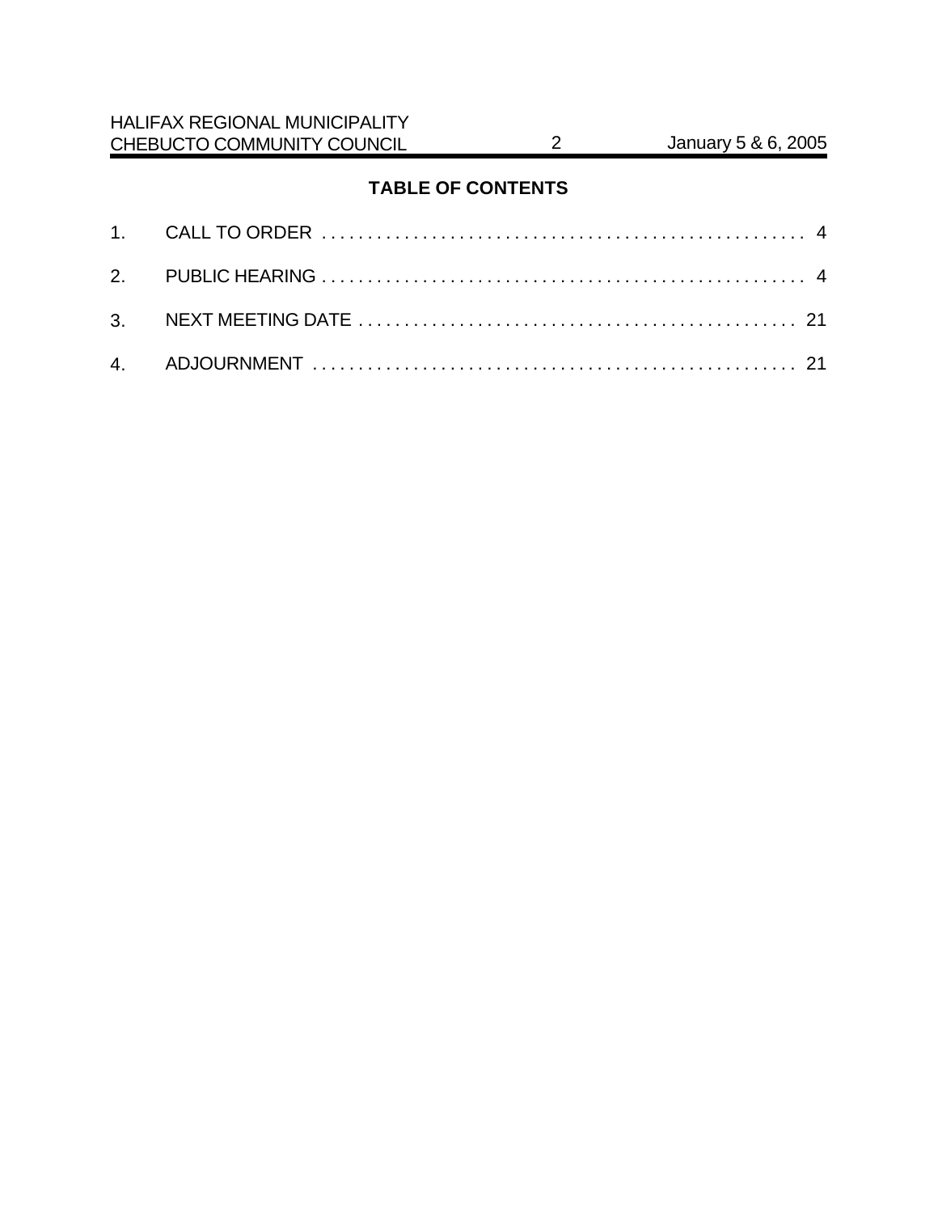## TABLE OF CONTENTS

1. CALL TO ORDER . . . . . . . . . . . . . . . . . . . . . . . . . . . . . . . . . . . . . . . . . . . . . . . . . . . . . 4
2. PUBLIC HEARING . . . . . . . . . . . . . . . . . . . . . . . . . . . . . . . . . . . . . . . . . . . . . . . . . . . . . 4
3. NEXT MEETING DATE . . . . . . . . . . . . . . . . . . . . . . . . . . . . . . . . . . . . . . . . . . . . . . . . 21
4. ADJOURNMENT . . . . . . . . . . . . . . . . . . . . . . . . . . . . . . . . . . . . . . . . . . . . . . . . . . . . 21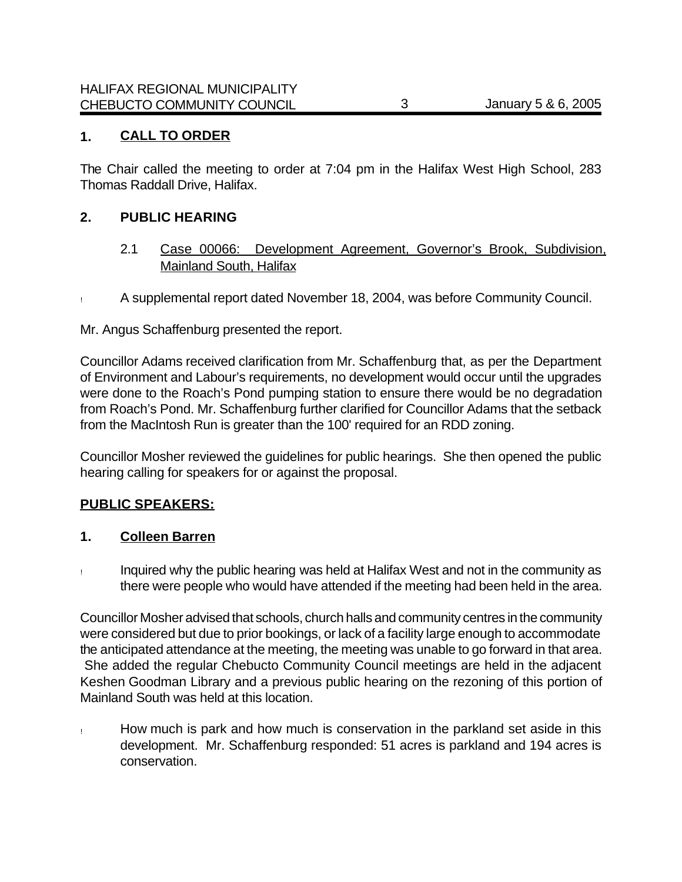## 1. CALL TO ORDER

The Chair called the meeting to order at 7:04 pm in the Halifax West High School, 283 Thomas Raddall Drive, Halifax.

## 2. PUBLIC HEARING

### 2.1 Case 00066: Development Agreement, Governor's Brook, Subdivision, Mainland South, Halifax

- A supplemental report dated November 18, 2004, was before Community Council.

Mr. Angus Schaffenburg presented the report.

Councillor Adams received clarification from Mr. Schaffenburg that, as per the Department of Environment and Labour's requirements, no development would occur until the upgrades were done to the Roach's Pond pumping station to ensure there would be no degradation from Roach's Pond. Mr. Schaffenburg further clarified for Councillor Adams that the setback from the MacIntosh Run is greater than the 100' required for an RDD zoning.

Councillor Mosher reviewed the guidelines for public hearings. She then opened the public hearing calling for speakers for or against the proposal.

**PUBLIC SPEAKERS:**

### 1. Colleen Barren

- Inquired why the public hearing was held at Halifax West and not in the community as there were people who would have attended if the meeting had been held in the area.

Councillor Mosher advised that schools, church halls and community centres in the community were considered but due to prior bookings, or lack of a facility large enough to accommodate the anticipated attendance at the meeting, the meeting was unable to go forward in that area. She added the regular Chebucto Community Council meetings are held in the adjacent Keshen Goodman Library and a previous public hearing on the rezoning of this portion of Mainland South was held at this location.

- How much is park and how much is conservation in the parkland set aside in this development. Mr. Schaffenburg responded: 51 acres is parkland and 194 acres is conservation.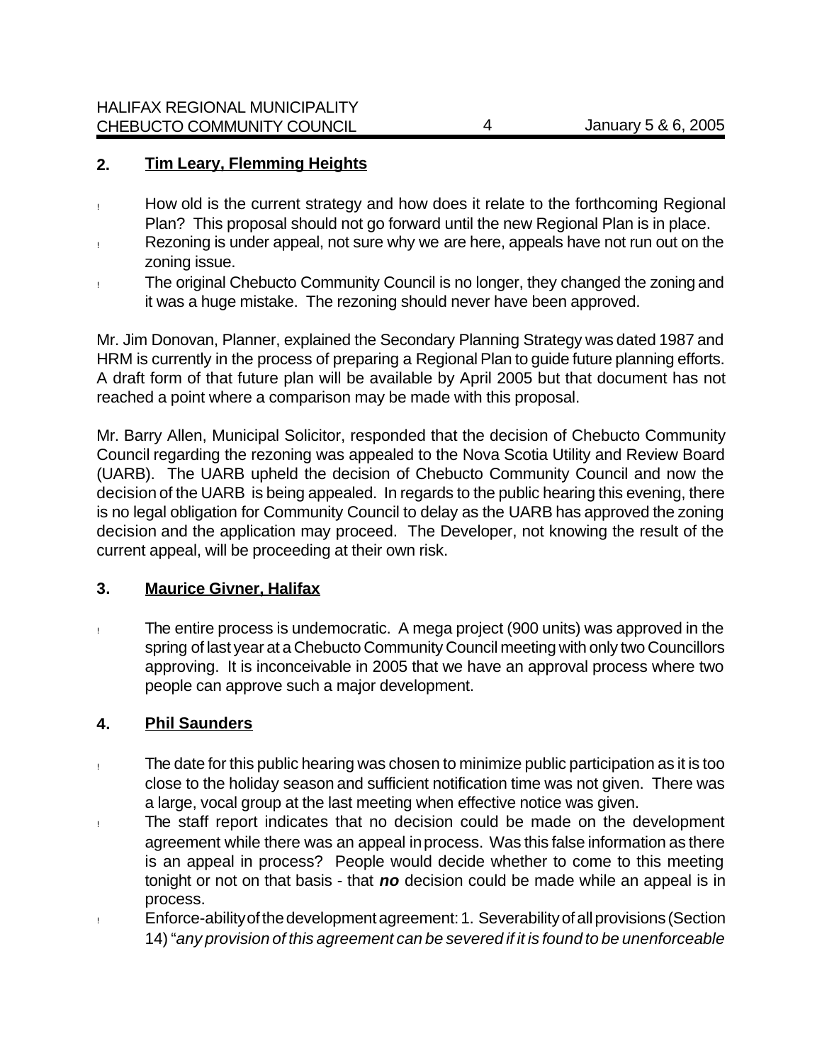## 2. Tim Leary, Flemming Heights

- How old is the current strategy and how does it relate to the forthcoming Regional Plan? This proposal should not go forward until the new Regional Plan is in place.
- Rezoning is under appeal, not sure why we are here, appeals have not run out on the zoning issue.
- The original Chebucto Community Council is no longer, they changed the zoning and it was a huge mistake. The rezoning should never have been approved.

Mr. Jim Donovan, Planner, explained the Secondary Planning Strategy was dated 1987 and HRM is currently in the process of preparing a Regional Plan to guide future planning efforts. A draft form of that future plan will be available by April 2005 but that document has not reached a point where a comparison may be made with this proposal.

Mr. Barry Allen, Municipal Solicitor, responded that the decision of Chebucto Community Council regarding the rezoning was appealed to the Nova Scotia Utility and Review Board (UARB). The UARB upheld the decision of Chebucto Community Council and now the decision of the UARB is being appealed. In regards to the public hearing this evening, there is no legal obligation for Community Council to delay as the UARB has approved the zoning decision and the application may proceed. The Developer, not knowing the result of the current appeal, will be proceeding at their own risk.

## 3. Maurice Givner, Halifax

- The entire process is undemocratic. A mega project (900 units) was approved in the spring of last year at a Chebucto Community Council meeting with only two Councillors approving. It is inconceivable in 2005 that we have an approval process where two people can approve such a major development.

## 4. Phil Saunders

- The date for this public hearing was chosen to minimize public participation as it is too close to the holiday season and sufficient notification time was not given. There was a large, vocal group at the last meeting when effective notice was given.
- The staff report indicates that no decision could be made on the development agreement while there was an appeal in process. Was this false information as there is an appeal in process? People would decide whether to come to this meeting tonight or not on that basis - that ***no*** decision could be made while an appeal is in process.
- Enforce-ability of the development agreement: 1. Severability of all provisions (Section 14) "*any provision of this agreement can be severed if it is found to be unenforceable*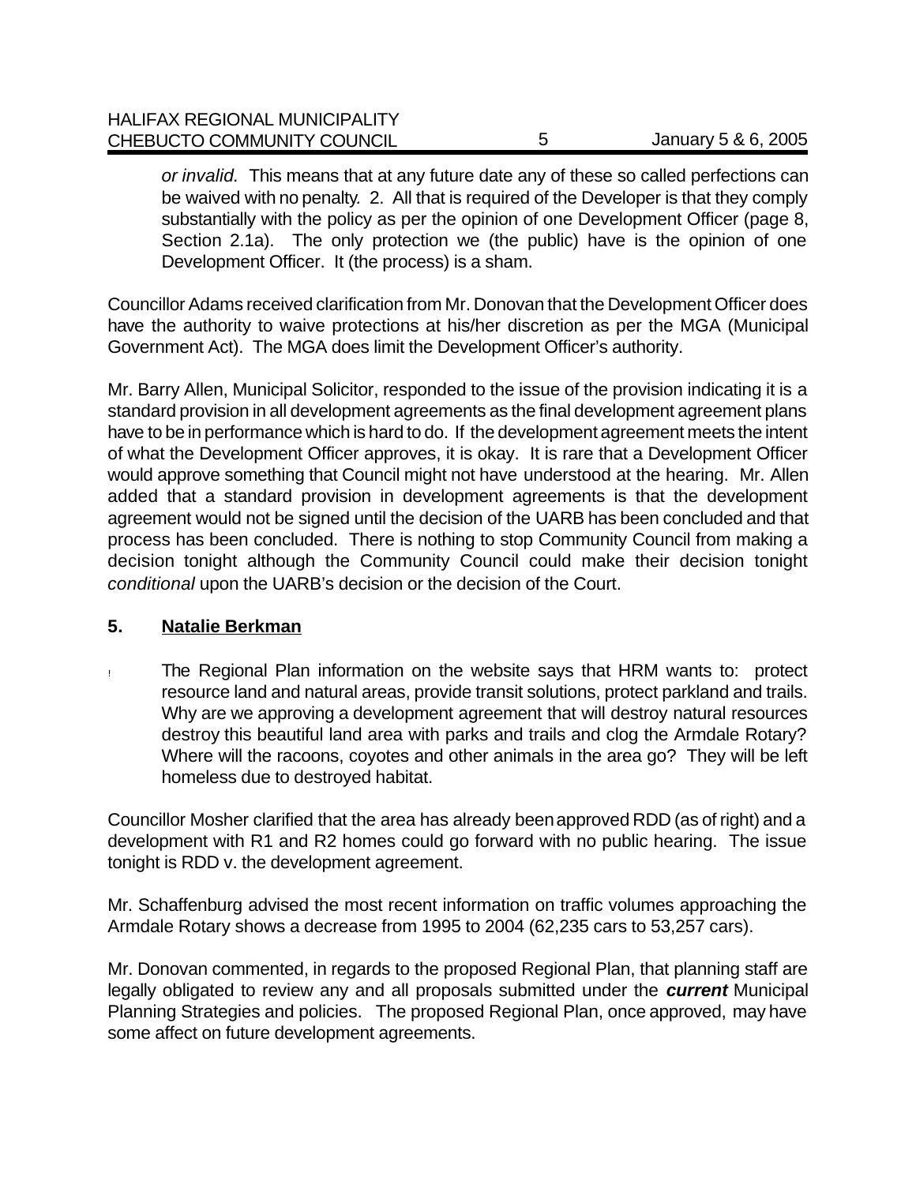*or invalid.* This means that at any future date any of these so called perfections can be waived with no penalty. 2. All that is required of the Developer is that they comply substantially with the policy as per the opinion of one Development Officer (page 8, Section 2.1a). The only protection we (the public) have is the opinion of one Development Officer. It (the process) is a sham.

Councillor Adams received clarification from Mr. Donovan that the Development Officer does have the authority to waive protections at his/her discretion as per the MGA (Municipal Government Act). The MGA does limit the Development Officer's authority.

Mr. Barry Allen, Municipal Solicitor, responded to the issue of the provision indicating it is a standard provision in all development agreements as the final development agreement plans have to be in performance which is hard to do. If the development agreement meets the intent of what the Development Officer approves, it is okay. It is rare that a Development Officer would approve something that Council might not have understood at the hearing. Mr. Allen added that a standard provision in development agreements is that the development agreement would not be signed until the decision of the UARB has been concluded and that process has been concluded. There is nothing to stop Community Council from making a decision tonight although the Community Council could make their decision tonight *conditional* upon the UARB's decision or the decision of the Court.

**5. Natalie Berkman**

- The Regional Plan information on the website says that HRM wants to: protect resource land and natural areas, provide transit solutions, protect parkland and trails. Why are we approving a development agreement that will destroy natural resources destroy this beautiful land area with parks and trails and clog the Armdale Rotary? Where will the racoons, coyotes and other animals in the area go? They will be left homeless due to destroyed habitat.

Councillor Mosher clarified that the area has already been approved RDD (as of right) and a development with R1 and R2 homes could go forward with no public hearing. The issue tonight is RDD v. the development agreement.

Mr. Schaffenburg advised the most recent information on traffic volumes approaching the Armdale Rotary shows a decrease from 1995 to 2004 (62,235 cars to 53,257 cars).

Mr. Donovan commented, in regards to the proposed Regional Plan, that planning staff are legally obligated to review any and all proposals submitted under the ***current*** Municipal Planning Strategies and policies. The proposed Regional Plan, once approved, may have some affect on future development agreements.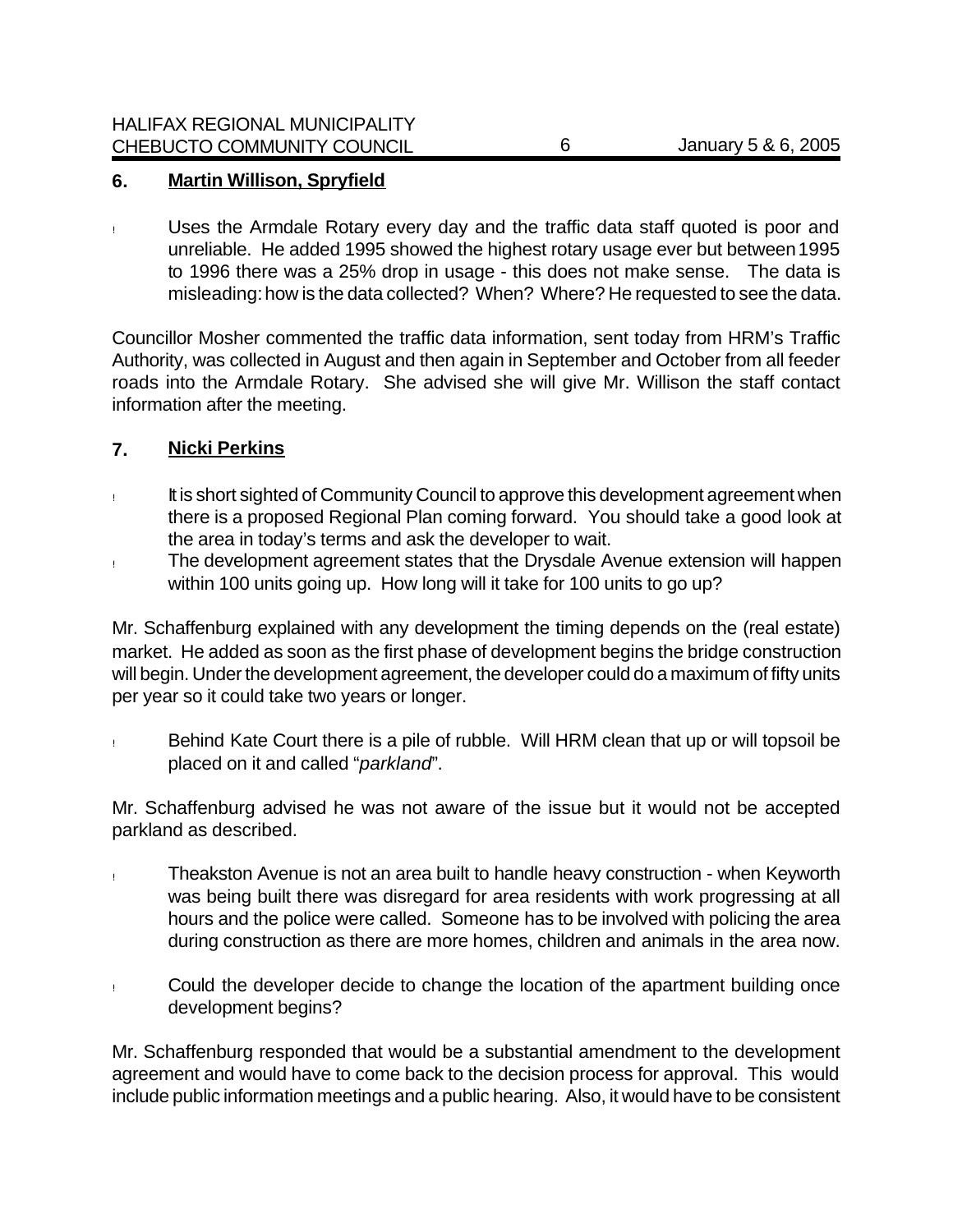## 6. **Martin Willison, Spryfield**

- Uses the Armdale Rotary every day and the traffic data staff quoted is poor and unreliable. He added 1995 showed the highest rotary usage ever but between 1995 to 1996 there was a 25% drop in usage - this does not make sense. The data is misleading: how is the data collected? When? Where? He requested to see the data.

Councillor Mosher commented the traffic data information, sent today from HRM's Traffic Authority, was collected in August and then again in September and October from all feeder roads into the Armdale Rotary. She advised she will give Mr. Willison the staff contact information after the meeting.

## 7. **Nicki Perkins**

- It is short sighted of Community Council to approve this development agreement when there is a proposed Regional Plan coming forward. You should take a good look at the area in today's terms and ask the developer to wait.
- The development agreement states that the Drysdale Avenue extension will happen within 100 units going up. How long will it take for 100 units to go up?

Mr. Schaffenburg explained with any development the timing depends on the (real estate) market. He added as soon as the first phase of development begins the bridge construction will begin. Under the development agreement, the developer could do a maximum of fifty units per year so it could take two years or longer.

- Behind Kate Court there is a pile of rubble. Will HRM clean that up or will topsoil be placed on it and called "*parkland*".

Mr. Schaffenburg advised he was not aware of the issue but it would not be accepted parkland as described.

- Theakston Avenue is not an area built to handle heavy construction - when Keyworth was being built there was disregard for area residents with work progressing at all hours and the police were called. Someone has to be involved with policing the area during construction as there are more homes, children and animals in the area now.

- Could the developer decide to change the location of the apartment building once development begins?

Mr. Schaffenburg responded that would be a substantial amendment to the development agreement and would have to come back to the decision process for approval. This would include public information meetings and a public hearing. Also, it would have to be consistent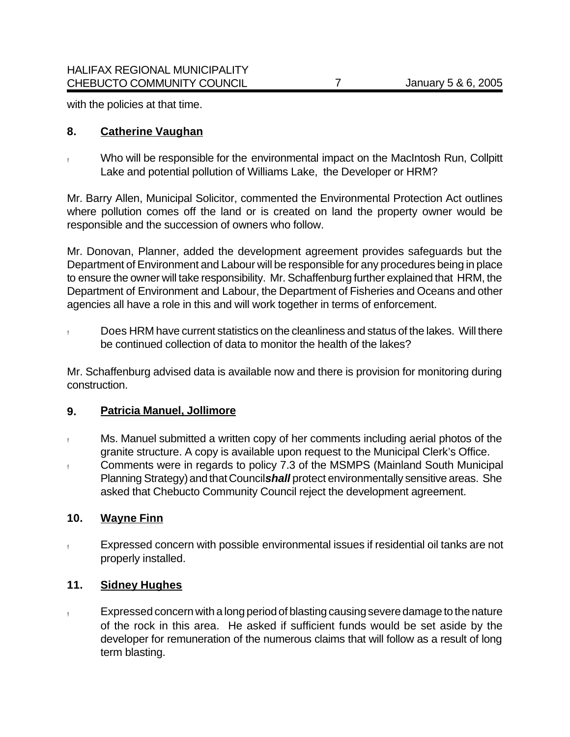with the policies at that time.

**8. Catherine Vaughan**

- Who will be responsible for the environmental impact on the MacIntosh Run, Collpitt Lake and potential pollution of Williams Lake, the Developer or HRM?

Mr. Barry Allen, Municipal Solicitor, commented the Environmental Protection Act outlines where pollution comes off the land or is created on land the property owner would be responsible and the succession of owners who follow.

Mr. Donovan, Planner, added the development agreement provides safeguards but the Department of Environment and Labour will be responsible for any procedures being in place to ensure the owner will take responsibility. Mr. Schaffenburg further explained that HRM, the Department of Environment and Labour, the Department of Fisheries and Oceans and other agencies all have a role in this and will work together in terms of enforcement.

- Does HRM have current statistics on the cleanliness and status of the lakes. Will there be continued collection of data to monitor the health of the lakes?

Mr. Schaffenburg advised data is available now and there is provision for monitoring during construction.

**9. Patricia Manuel, Jollimore**

- Ms. Manuel submitted a written copy of her comments including aerial photos of the granite structure. A copy is available upon request to the Municipal Clerk's Office.
- Comments were in regards to policy 7.3 of the MSMPS (Mainland South Municipal Planning Strategy) and that Council ***shall*** protect environmentally sensitive areas. She asked that Chebucto Community Council reject the development agreement.

**10. Wayne Finn**

- Expressed concern with possible environmental issues if residential oil tanks are not properly installed.

**11. Sidney Hughes**

- Expressed concern with a long period of blasting causing severe damage to the nature of the rock in this area. He asked if sufficient funds would be set aside by the developer for remuneration of the numerous claims that will follow as a result of long term blasting.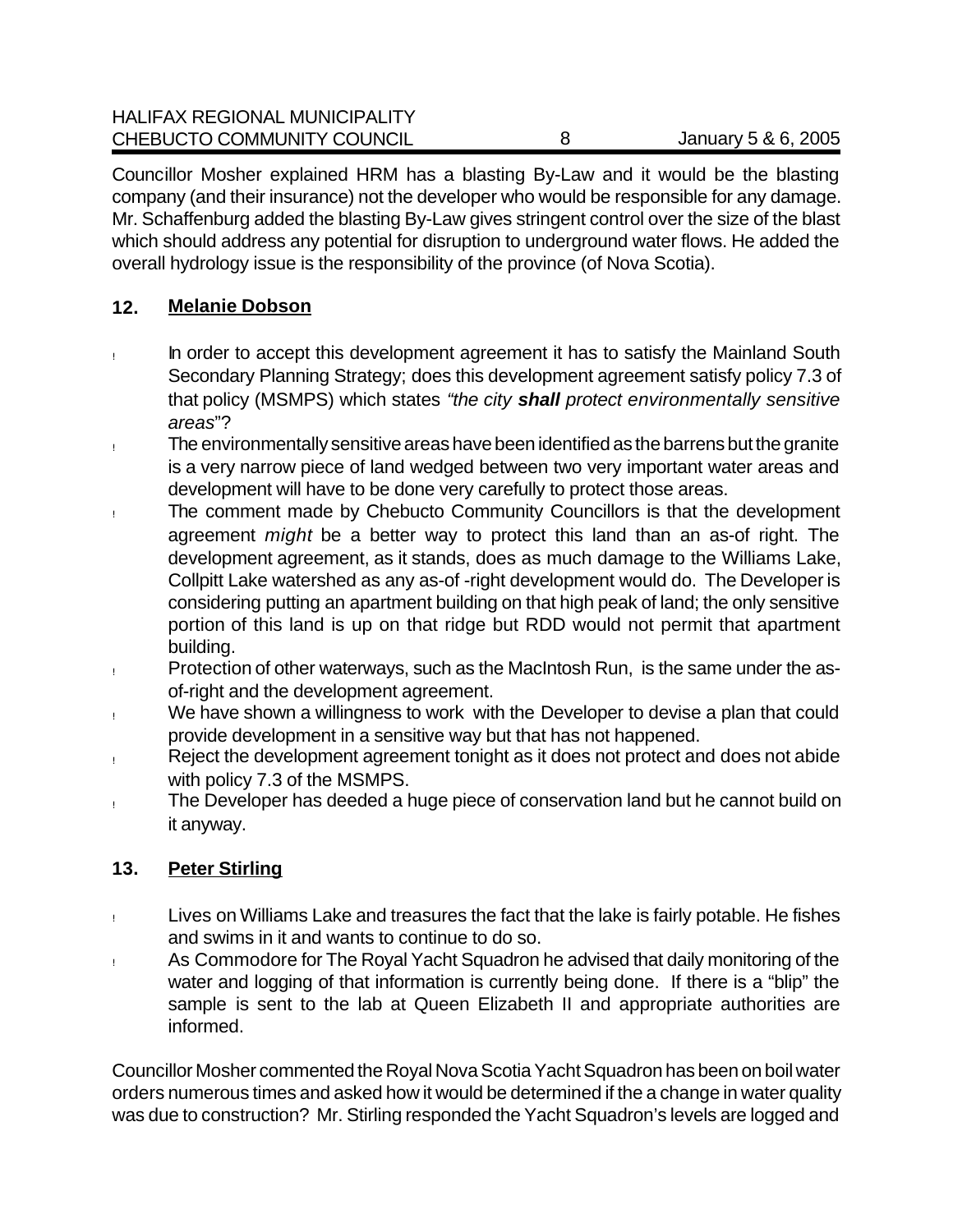Councillor Mosher explained HRM has a blasting By-Law and it would be the blasting company (and their insurance) not the developer who would be responsible for any damage. Mr. Schaffenburg added the blasting By-Law gives stringent control over the size of the blast which should address any potential for disruption to underground water flows. He added the overall hydrology issue is the responsibility of the province (of Nova Scotia).

## 12. Melanie Dobson

- In order to accept this development agreement it has to satisfy the Mainland South Secondary Planning Strategy; does this development agreement satisfy policy 7.3 of that policy (MSMPS) which states *"the city **shall** protect environmentally sensitive areas*"?
- The environmentally sensitive areas have been identified as the barrens but the granite is a very narrow piece of land wedged between two very important water areas and development will have to be done very carefully to protect those areas.
- The comment made by Chebucto Community Councillors is that the development agreement *might* be a better way to protect this land than an as-of right. The development agreement, as it stands, does as much damage to the Williams Lake, Collpitt Lake watershed as any as-of -right development would do. The Developer is considering putting an apartment building on that high peak of land; the only sensitive portion of this land is up on that ridge but RDD would not permit that apartment building.
- Protection of other waterways, such as the MacIntosh Run, is the same under the as-of-right and the development agreement.
- We have shown a willingness to work with the Developer to devise a plan that could provide development in a sensitive way but that has not happened.
- Reject the development agreement tonight as it does not protect and does not abide with policy 7.3 of the MSMPS.
- The Developer has deeded a huge piece of conservation land but he cannot build on it anyway.

## 13. Peter Stirling

- Lives on Williams Lake and treasures the fact that the lake is fairly potable. He fishes and swims in it and wants to continue to do so.
- As Commodore for The Royal Yacht Squadron he advised that daily monitoring of the water and logging of that information is currently being done. If there is a "blip" the sample is sent to the lab at Queen Elizabeth II and appropriate authorities are informed.

Councillor Mosher commented the Royal Nova Scotia Yacht Squadron has been on boil water orders numerous times and asked how it would be determined if the a change in water quality was due to construction? Mr. Stirling responded the Yacht Squadron's levels are logged and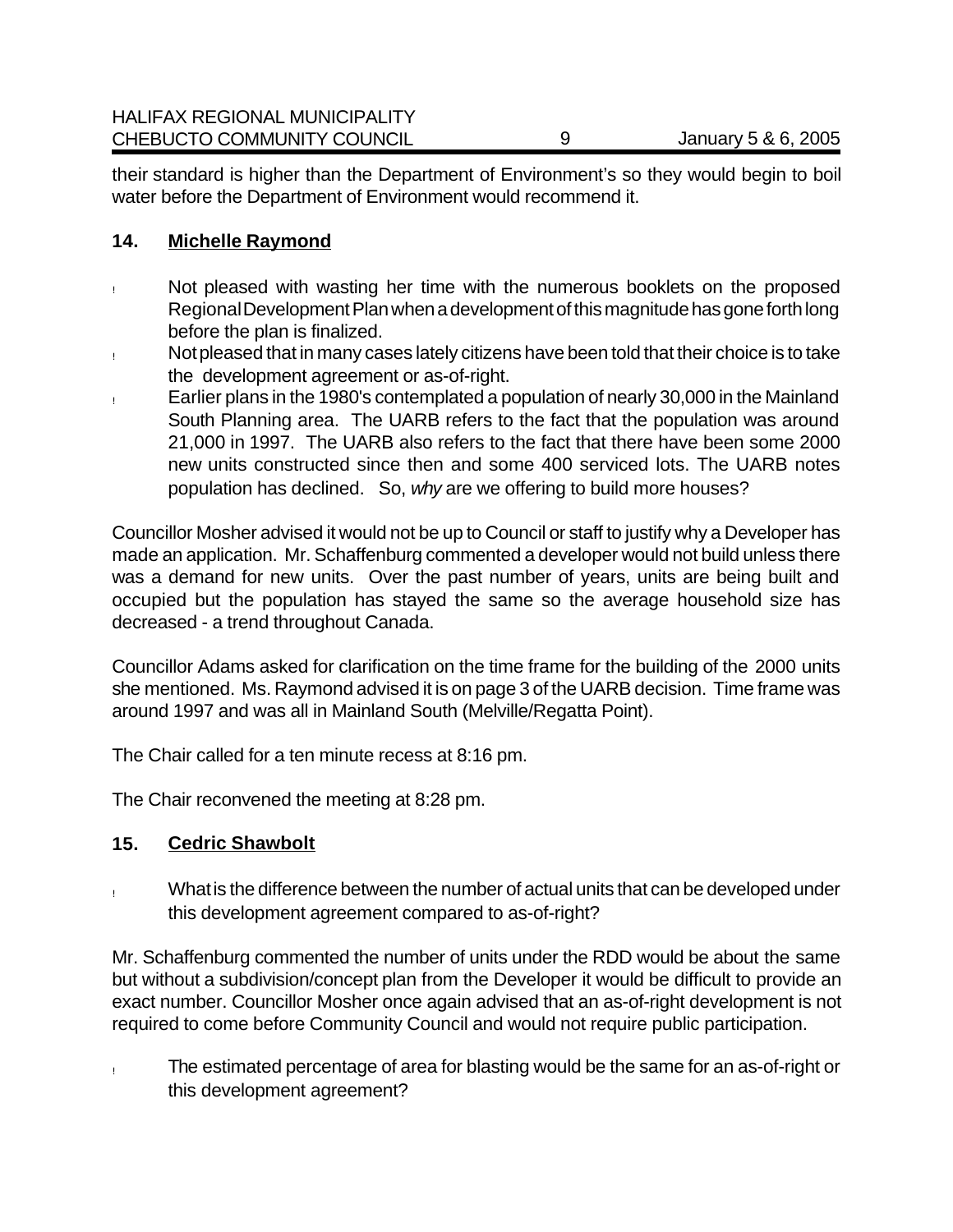their standard is higher than the Department of Environment's so they would begin to boil water before the Department of Environment would recommend it.

## 14. Michelle Raymond

- Not pleased with wasting her time with the numerous booklets on the proposed Regional Development Plan when a development of this magnitude has gone forth long before the plan is finalized.
- Not pleased that in many cases lately citizens have been told that their choice is to take the development agreement or as-of-right.
- Earlier plans in the 1980's contemplated a population of nearly 30,000 in the Mainland South Planning area. The UARB refers to the fact that the population was around 21,000 in 1997. The UARB also refers to the fact that there have been some 2000 new units constructed since then and some 400 serviced lots. The UARB notes population has declined. So, *why* are we offering to build more houses?

Councillor Mosher advised it would not be up to Council or staff to justify why a Developer has made an application. Mr. Schaffenburg commented a developer would not build unless there was a demand for new units. Over the past number of years, units are being built and occupied but the population has stayed the same so the average household size has decreased - a trend throughout Canada.

Councillor Adams asked for clarification on the time frame for the building of the 2000 units she mentioned. Ms. Raymond advised it is on page 3 of the UARB decision. Time frame was around 1997 and was all in Mainland South (Melville/Regatta Point).

The Chair called for a ten minute recess at 8:16 pm.

The Chair reconvened the meeting at 8:28 pm.

## 15. Cedric Shawbolt

- What is the difference between the number of actual units that can be developed under this development agreement compared to as-of-right?

Mr. Schaffenburg commented the number of units under the RDD would be about the same but without a subdivision/concept plan from the Developer it would be difficult to provide an exact number. Councillor Mosher once again advised that an as-of-right development is not required to come before Community Council and would not require public participation.

- The estimated percentage of area for blasting would be the same for an as-of-right or this development agreement?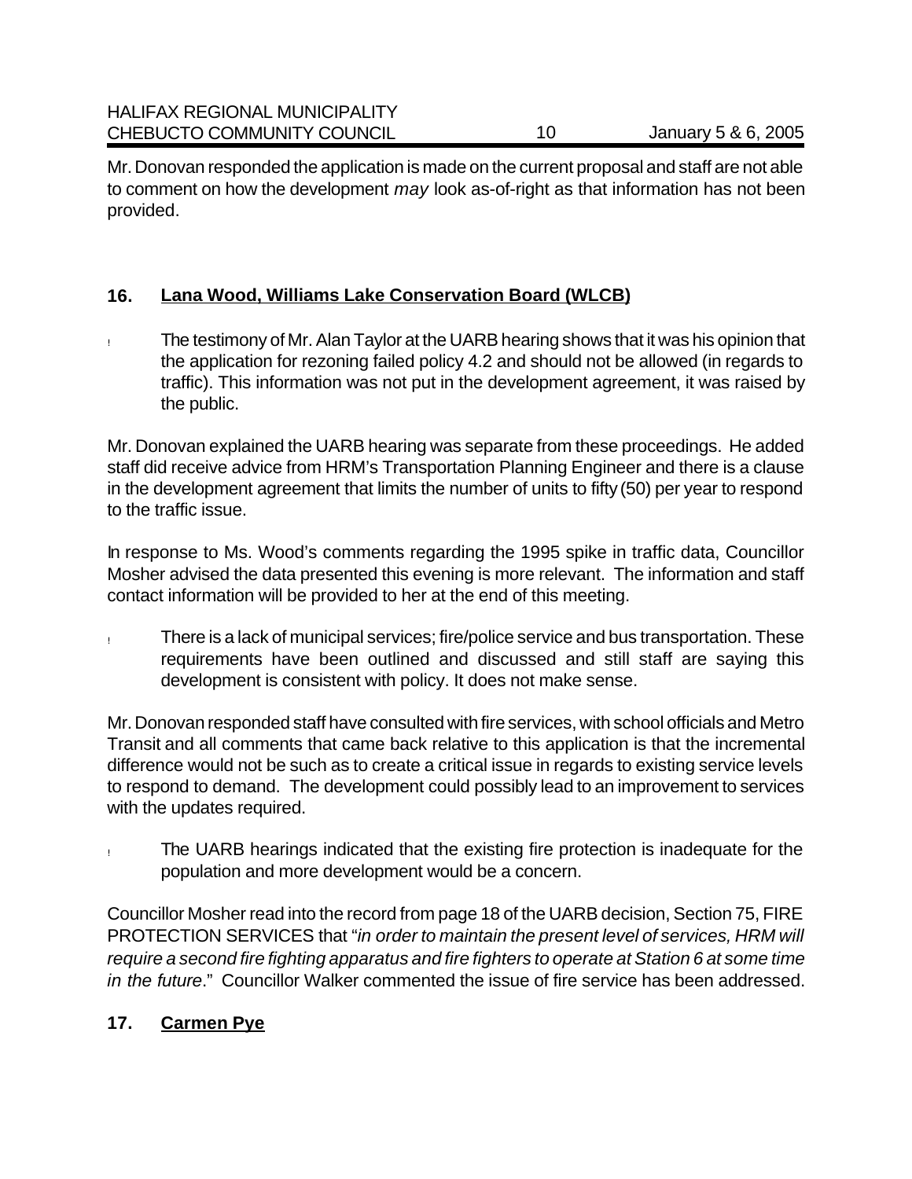Mr. Donovan responded the application is made on the current proposal and staff are not able to comment on how the development *may* look as-of-right as that information has not been provided.

## 16. Lana Wood, Williams Lake Conservation Board (WLCB)

- The testimony of Mr. Alan Taylor at the UARB hearing shows that it was his opinion that the application for rezoning failed policy 4.2 and should not be allowed (in regards to traffic). This information was not put in the development agreement, it was raised by the public.

Mr. Donovan explained the UARB hearing was separate from these proceedings. He added staff did receive advice from HRM's Transportation Planning Engineer and there is a clause in the development agreement that limits the number of units to fifty (50) per year to respond to the traffic issue.

In response to Ms. Wood's comments regarding the 1995 spike in traffic data, Councillor Mosher advised the data presented this evening is more relevant. The information and staff contact information will be provided to her at the end of this meeting.

- There is a lack of municipal services; fire/police service and bus transportation. These requirements have been outlined and discussed and still staff are saying this development is consistent with policy. It does not make sense.

Mr. Donovan responded staff have consulted with fire services, with school officials and Metro Transit and all comments that came back relative to this application is that the incremental difference would not be such as to create a critical issue in regards to existing service levels to respond to demand. The development could possibly lead to an improvement to services with the updates required.

- The UARB hearings indicated that the existing fire protection is inadequate for the population and more development would be a concern.

Councillor Mosher read into the record from page 18 of the UARB decision, Section 75, FIRE PROTECTION SERVICES that "*in order to maintain the present level of services, HRM will require a second fire fighting apparatus and fire fighters to operate at Station 6 at some time in the future*." Councillor Walker commented the issue of fire service has been addressed.

## 17. Carmen Pye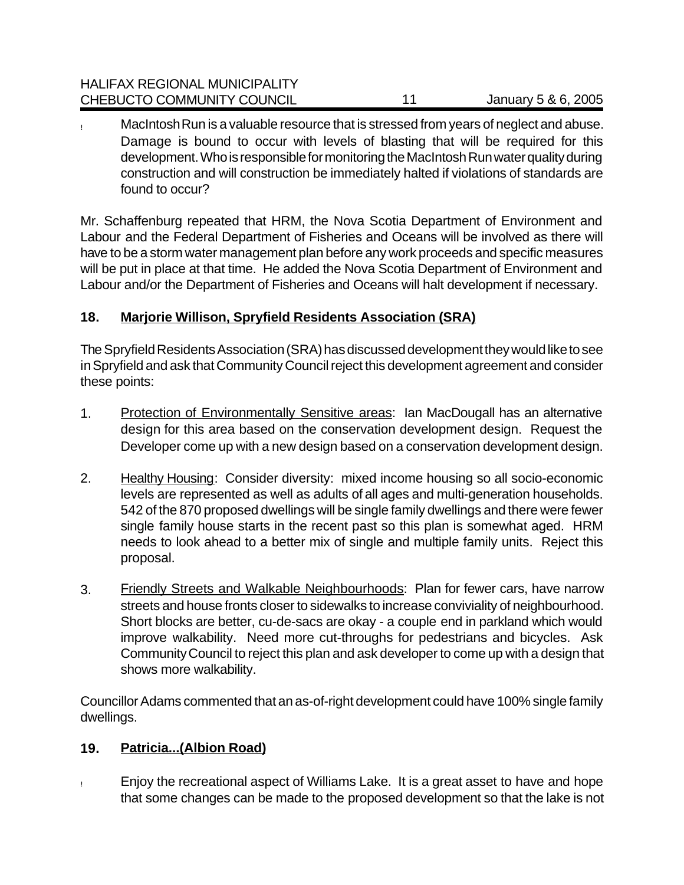- MacIntosh Run is a valuable resource that is stressed from years of neglect and abuse. Damage is bound to occur with levels of blasting that will be required for this development. Who is responsible for monitoring the MacIntosh Run water quality during construction and will construction be immediately halted if violations of standards are found to occur?

Mr. Schaffenburg repeated that HRM, the Nova Scotia Department of Environment and Labour and the Federal Department of Fisheries and Oceans will be involved as there will have to be a storm water management plan before any work proceeds and specific measures will be put in place at that time. He added the Nova Scotia Department of Environment and Labour and/or the Department of Fisheries and Oceans will halt development if necessary.

**18. Marjorie Willison, Spryfield Residents Association (SRA)**

The Spryfield Residents Association (SRA) has discussed development they would like to see in Spryfield and ask that Community Council reject this development agreement and consider these points:

1. Protection of Environmentally Sensitive areas: Ian MacDougall has an alternative design for this area based on the conservation development design. Request the Developer come up with a new design based on a conservation development design.

2. Healthy Housing: Consider diversity: mixed income housing so all socio-economic levels are represented as well as adults of all ages and multi-generation households. 542 of the 870 proposed dwellings will be single family dwellings and there were fewer single family house starts in the recent past so this plan is somewhat aged. HRM needs to look ahead to a better mix of single and multiple family units. Reject this proposal.

3. Friendly Streets and Walkable Neighbourhoods: Plan for fewer cars, have narrow streets and house fronts closer to sidewalks to increase conviviality of neighbourhood. Short blocks are better, cu-de-sacs are okay - a couple end in parkland which would improve walkability. Need more cut-throughs for pedestrians and bicycles. Ask Community Council to reject this plan and ask developer to come up with a design that shows more walkability.

Councillor Adams commented that an as-of-right development could have 100% single family dwellings.

**19. Patricia...(Albion Road)**

- Enjoy the recreational aspect of Williams Lake. It is a great asset to have and hope that some changes can be made to the proposed development so that the lake is not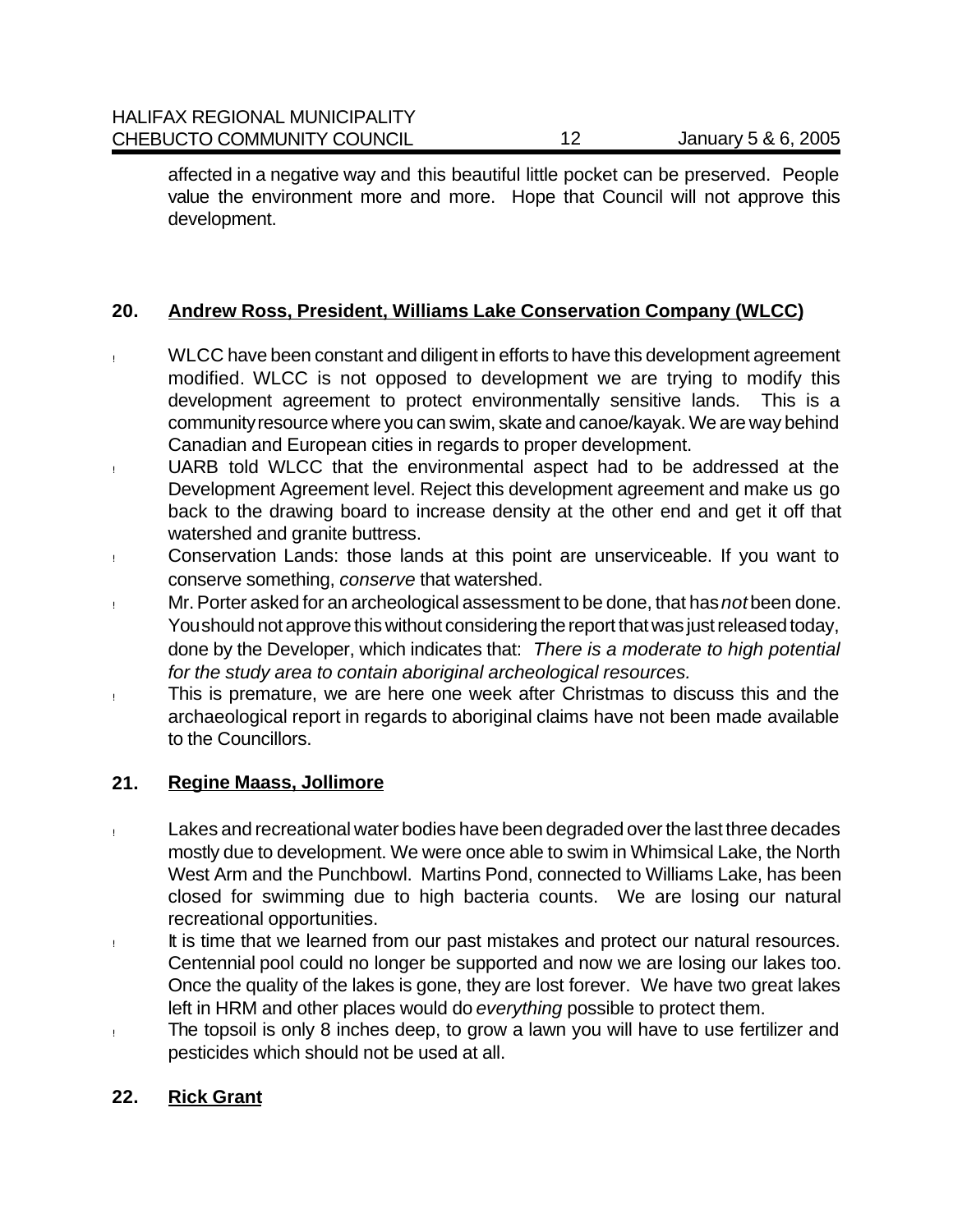affected in a negative way and this beautiful little pocket can be preserved. People value the environment more and more. Hope that Council will not approve this development.

## 20. Andrew Ross, President, Williams Lake Conservation Company (WLCC)

- WLCC have been constant and diligent in efforts to have this development agreement modified. WLCC is not opposed to development we are trying to modify this development agreement to protect environmentally sensitive lands. This is a community resource where you can swim, skate and canoe/kayak. We are way behind Canadian and European cities in regards to proper development.
- UARB told WLCC that the environmental aspect had to be addressed at the Development Agreement level. Reject this development agreement and make us go back to the drawing board to increase density at the other end and get it off that watershed and granite buttress.
- Conservation Lands: those lands at this point are unserviceable. If you want to conserve something, *conserve* that watershed.
- Mr. Porter asked for an archeological assessment to be done, that has *not* been done. You should not approve this without considering the report that was just released today, done by the Developer, which indicates that: *There is a moderate to high potential for the study area to contain aboriginal archeological resources.*
- This is premature, we are here one week after Christmas to discuss this and the archaeological report in regards to aboriginal claims have not been made available to the Councillors.

## 21. Regine Maass, Jollimore

- Lakes and recreational water bodies have been degraded over the last three decades mostly due to development. We were once able to swim in Whimsical Lake, the North West Arm and the Punchbowl. Martins Pond, connected to Williams Lake, has been closed for swimming due to high bacteria counts. We are losing our natural recreational opportunities.
- It is time that we learned from our past mistakes and protect our natural resources. Centennial pool could no longer be supported and now we are losing our lakes too. Once the quality of the lakes is gone, they are lost forever. We have two great lakes left in HRM and other places would do *everything* possible to protect them.
- The topsoil is only 8 inches deep, to grow a lawn you will have to use fertilizer and pesticides which should not be used at all.

## 22. Rick Grant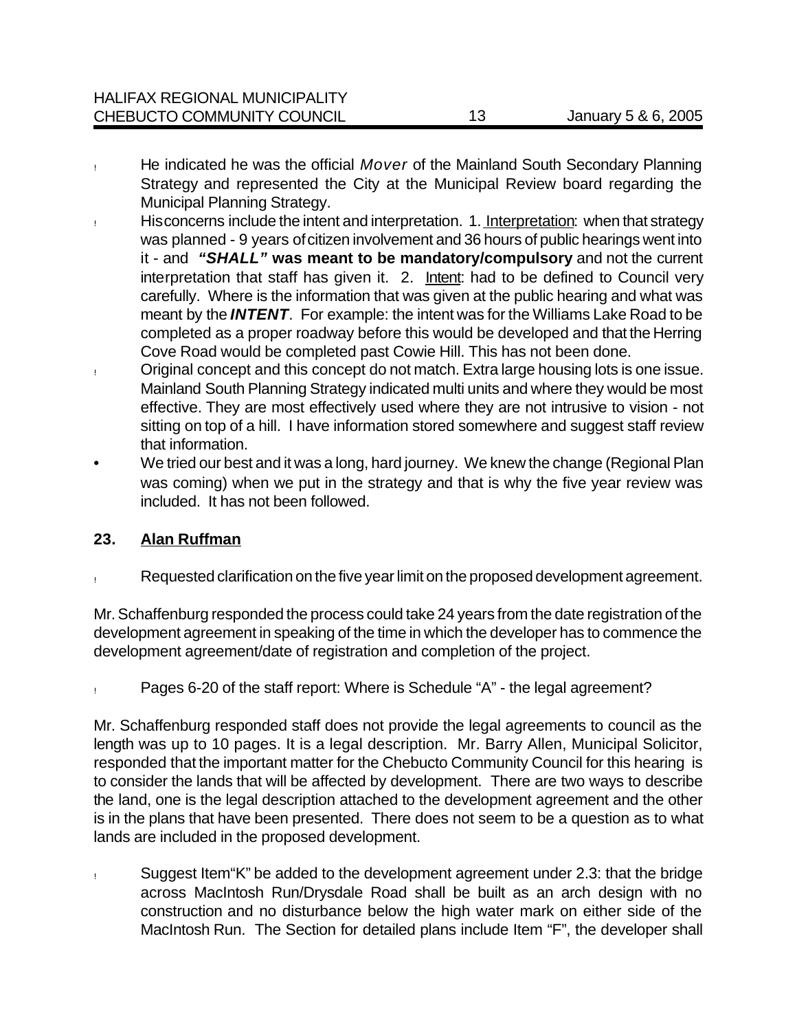- He indicated he was the official *Mover* of the Mainland South Secondary Planning Strategy and represented the City at the Municipal Review board regarding the Municipal Planning Strategy.
- His concerns include the intent and interpretation. 1. Interpretation: when that strategy was planned - 9 years of citizen involvement and 36 hours of public hearings went into it - and ***"SHALL"* was meant to be mandatory/compulsory** and not the current interpretation that staff has given it. 2. Intent: had to be defined to Council very carefully. Where is the information that was given at the public hearing and what was meant by the ***INTENT***. For example: the intent was for the Williams Lake Road to be completed as a proper roadway before this would be developed and that the Herring Cove Road would be completed past Cowie Hill. This has not been done.
- Original concept and this concept do not match. Extra large housing lots is one issue. Mainland South Planning Strategy indicated multi units and where they would be most effective. They are most effectively used where they are not intrusive to vision - not sitting on top of a hill. I have information stored somewhere and suggest staff review that information.
- We tried our best and it was a long, hard journey. We knew the change (Regional Plan was coming) when we put in the strategy and that is why the five year review was included. It has not been followed.

## 23. Alan Ruffman

- Requested clarification on the five year limit on the proposed development agreement.

Mr. Schaffenburg responded the process could take 24 years from the date registration of the development agreement in speaking of the time in which the developer has to commence the development agreement/date of registration and completion of the project.

- Pages 6-20 of the staff report: Where is Schedule "A" - the legal agreement?

Mr. Schaffenburg responded staff does not provide the legal agreements to council as the length was up to 10 pages. It is a legal description. Mr. Barry Allen, Municipal Solicitor, responded that the important matter for the Chebucto Community Council for this hearing is to consider the lands that will be affected by development. There are two ways to describe the land, one is the legal description attached to the development agreement and the other is in the plans that have been presented. There does not seem to be a question as to what lands are included in the proposed development.

- Suggest Item"K" be added to the development agreement under 2.3: that the bridge across MacIntosh Run/Drysdale Road shall be built as an arch design with no construction and no disturbance below the high water mark on either side of the MacIntosh Run. The Section for detailed plans include Item "F", the developer shall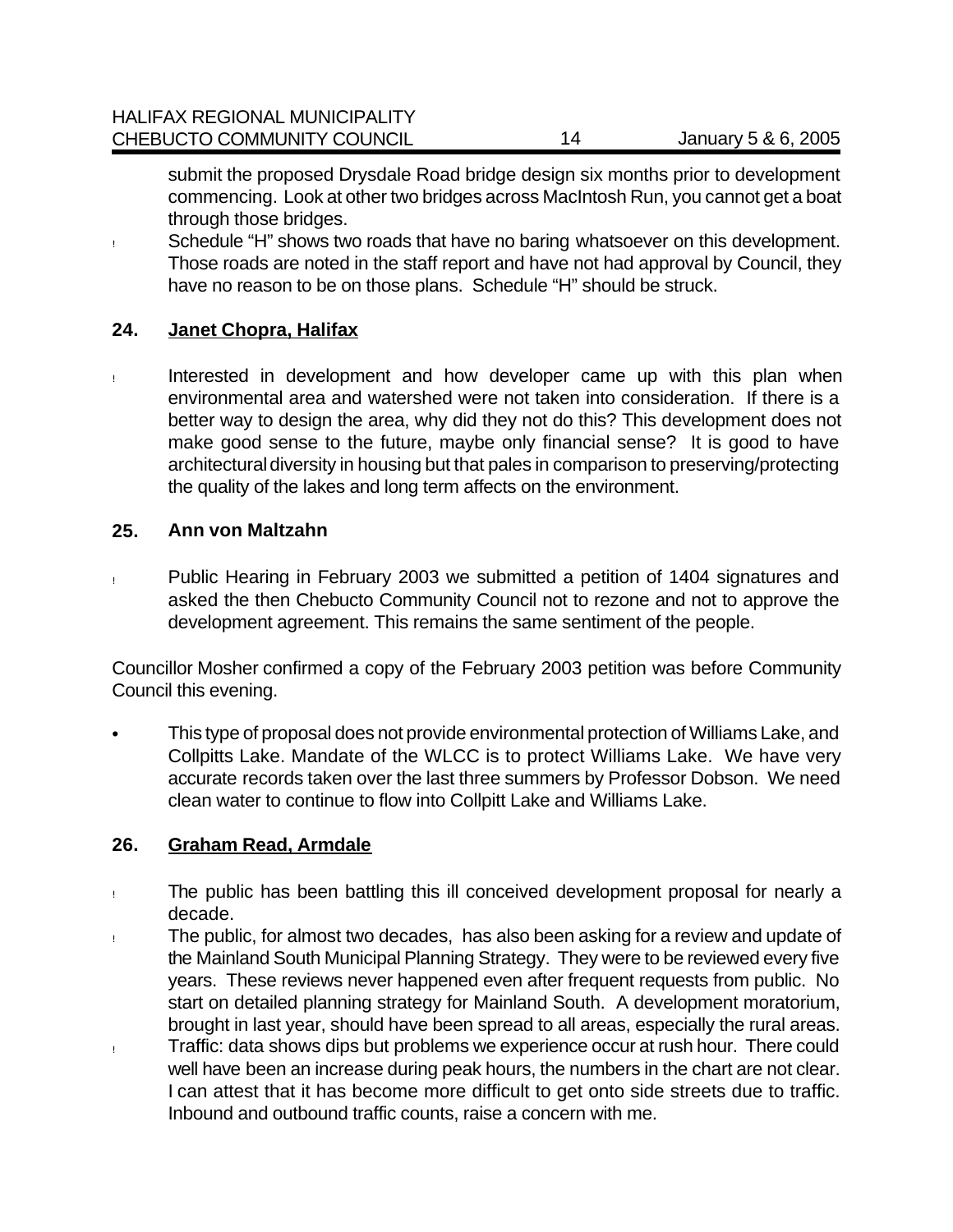submit the proposed Drysdale Road bridge design six months prior to development commencing. Look at other two bridges across MacIntosh Run, you cannot get a boat through those bridges.

- Schedule "H" shows two roads that have no baring whatsoever on this development. Those roads are noted in the staff report and have not had approval by Council, they have no reason to be on those plans. Schedule "H" should be struck.

## 24. Janet Chopra, Halifax

- Interested in development and how developer came up with this plan when environmental area and watershed were not taken into consideration. If there is a better way to design the area, why did they not do this? This development does not make good sense to the future, maybe only financial sense? It is good to have architectural diversity in housing but that pales in comparison to preserving/protecting the quality of the lakes and long term affects on the environment.

## 25. Ann von Maltzahn

- Public Hearing in February 2003 we submitted a petition of 1404 signatures and asked the then Chebucto Community Council not to rezone and not to approve the development agreement. This remains the same sentiment of the people.

Councillor Mosher confirmed a copy of the February 2003 petition was before Community Council this evening.

- This type of proposal does not provide environmental protection of Williams Lake, and Collpitts Lake. Mandate of the WLCC is to protect Williams Lake. We have very accurate records taken over the last three summers by Professor Dobson. We need clean water to continue to flow into Collpitt Lake and Williams Lake.

## 26. Graham Read, Armdale

- The public has been battling this ill conceived development proposal for nearly a decade.
- The public, for almost two decades, has also been asking for a review and update of the Mainland South Municipal Planning Strategy. They were to be reviewed every five years. These reviews never happened even after frequent requests from public. No start on detailed planning strategy for Mainland South. A development moratorium, brought in last year, should have been spread to all areas, especially the rural areas.
- Traffic: data shows dips but problems we experience occur at rush hour. There could well have been an increase during peak hours, the numbers in the chart are not clear. I can attest that it has become more difficult to get onto side streets due to traffic. Inbound and outbound traffic counts, raise a concern with me.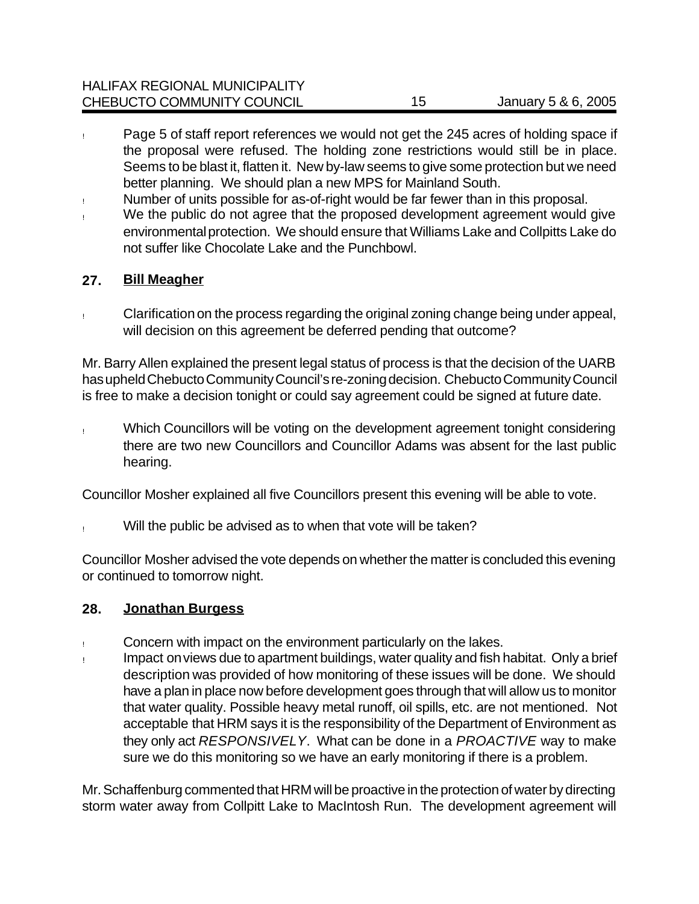- Page 5 of staff report references we would not get the 245 acres of holding space if the proposal were refused. The holding zone restrictions would still be in place. Seems to be blast it, flatten it. New by-law seems to give some protection but we need better planning. We should plan a new MPS for Mainland South.
- Number of units possible for as-of-right would be far fewer than in this proposal.
- We the public do not agree that the proposed development agreement would give environmental protection. We should ensure that Williams Lake and Collpitts Lake do not suffer like Chocolate Lake and the Punchbowl.

## 27. Bill Meagher

- Clarification on the process regarding the original zoning change being under appeal, will decision on this agreement be deferred pending that outcome?

Mr. Barry Allen explained the present legal status of process is that the decision of the UARB has upheld Chebucto Community Council's re-zoning decision. Chebucto Community Council is free to make a decision tonight or could say agreement could be signed at future date.

- Which Councillors will be voting on the development agreement tonight considering there are two new Councillors and Councillor Adams was absent for the last public hearing.

Councillor Mosher explained all five Councillors present this evening will be able to vote.

- Will the public be advised as to when that vote will be taken?

Councillor Mosher advised the vote depends on whether the matter is concluded this evening or continued to tomorrow night.

## 28. Jonathan Burgess

- Concern with impact on the environment particularly on the lakes.
- Impact on views due to apartment buildings, water quality and fish habitat. Only a brief description was provided of how monitoring of these issues will be done. We should have a plan in place now before development goes through that will allow us to monitor that water quality. Possible heavy metal runoff, oil spills, etc. are not mentioned. Not acceptable that HRM says it is the responsibility of the Department of Environment as they only act *RESPONSIVELY*. What can be done in a *PROACTIVE* way to make sure we do this monitoring so we have an early monitoring if there is a problem.

Mr. Schaffenburg commented that HRM will be proactive in the protection of water by directing storm water away from Collpitt Lake to MacIntosh Run. The development agreement will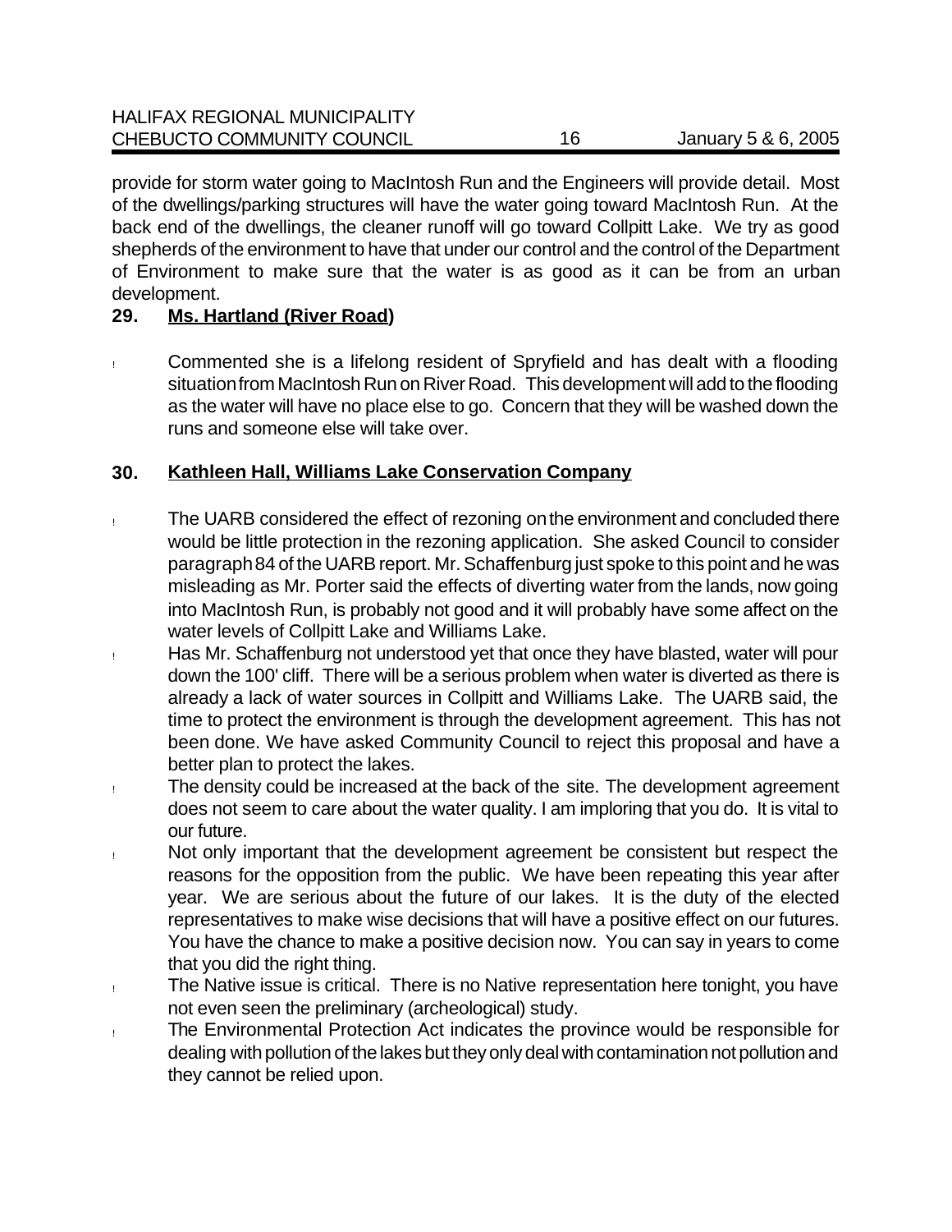provide for storm water going to MacIntosh Run and the Engineers will provide detail. Most of the dwellings/parking structures will have the water going toward MacIntosh Run. At the back end of the dwellings, the cleaner runoff will go toward Collpitt Lake. We try as good shepherds of the environment to have that under our control and the control of the Department of Environment to make sure that the water is as good as it can be from an urban development.

**29. Ms. Hartland (River Road)**

- Commented she is a lifelong resident of Spryfield and has dealt with a flooding situation from MacIntosh Run on River Road. This development will add to the flooding as the water will have no place else to go. Concern that they will be washed down the runs and someone else will take over.

**30. Kathleen Hall, Williams Lake Conservation Company**

- The UARB considered the effect of rezoning on the environment and concluded there would be little protection in the rezoning application. She asked Council to consider paragraph 84 of the UARB report. Mr. Schaffenburg just spoke to this point and he was misleading as Mr. Porter said the effects of diverting water from the lands, now going into MacIntosh Run, is probably not good and it will probably have some affect on the water levels of Collpitt Lake and Williams Lake.
- Has Mr. Schaffenburg not understood yet that once they have blasted, water will pour down the 100' cliff. There will be a serious problem when water is diverted as there is already a lack of water sources in Collpitt and Williams Lake. The UARB said, the time to protect the environment is through the development agreement. This has not been done. We have asked Community Council to reject this proposal and have a better plan to protect the lakes.
- The density could be increased at the back of the site. The development agreement does not seem to care about the water quality. I am imploring that you do. It is vital to our future.
- Not only important that the development agreement be consistent but respect the reasons for the opposition from the public. We have been repeating this year after year. We are serious about the future of our lakes. It is the duty of the elected representatives to make wise decisions that will have a positive effect on our futures. You have the chance to make a positive decision now. You can say in years to come that you did the right thing.
- The Native issue is critical. There is no Native representation here tonight, you have not even seen the preliminary (archeological) study.
- The Environmental Protection Act indicates the province would be responsible for dealing with pollution of the lakes but they only deal with contamination not pollution and they cannot be relied upon.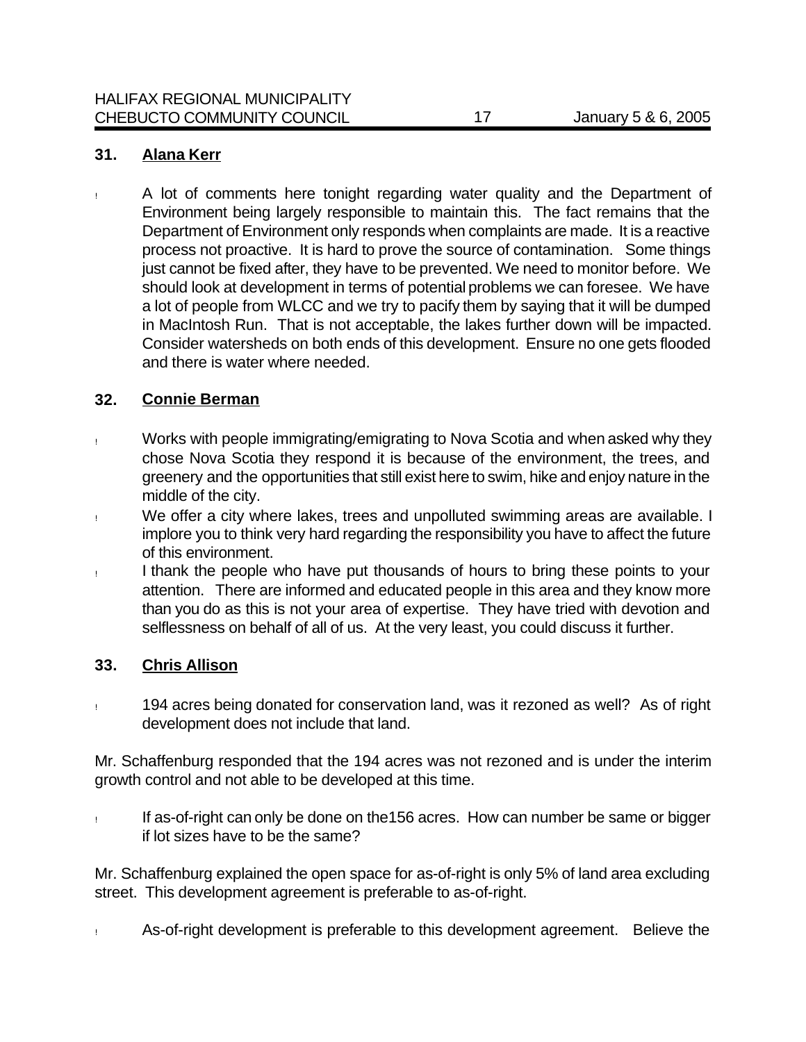## 31. Alana Kerr

- A lot of comments here tonight regarding water quality and the Department of Environment being largely responsible to maintain this. The fact remains that the Department of Environment only responds when complaints are made. It is a reactive process not proactive. It is hard to prove the source of contamination. Some things just cannot be fixed after, they have to be prevented. We need to monitor before. We should look at development in terms of potential problems we can foresee. We have a lot of people from WLCC and we try to pacify them by saying that it will be dumped in MacIntosh Run. That is not acceptable, the lakes further down will be impacted. Consider watersheds on both ends of this development. Ensure no one gets flooded and there is water where needed.

## 32. Connie Berman

- Works with people immigrating/emigrating to Nova Scotia and when asked why they chose Nova Scotia they respond it is because of the environment, the trees, and greenery and the opportunities that still exist here to swim, hike and enjoy nature in the middle of the city.
- We offer a city where lakes, trees and unpolluted swimming areas are available. I implore you to think very hard regarding the responsibility you have to affect the future of this environment.
- I thank the people who have put thousands of hours to bring these points to your attention. There are informed and educated people in this area and they know more than you do as this is not your area of expertise. They have tried with devotion and selflessness on behalf of all of us. At the very least, you could discuss it further.

## 33. Chris Allison

- 194 acres being donated for conservation land, was it rezoned as well? As of right development does not include that land.

Mr. Schaffenburg responded that the 194 acres was not rezoned and is under the interim growth control and not able to be developed at this time.

- If as-of-right can only be done on the156 acres. How can number be same or bigger if lot sizes have to be the same?

Mr. Schaffenburg explained the open space for as-of-right is only 5% of land area excluding street. This development agreement is preferable to as-of-right.

- As-of-right development is preferable to this development agreement. Believe the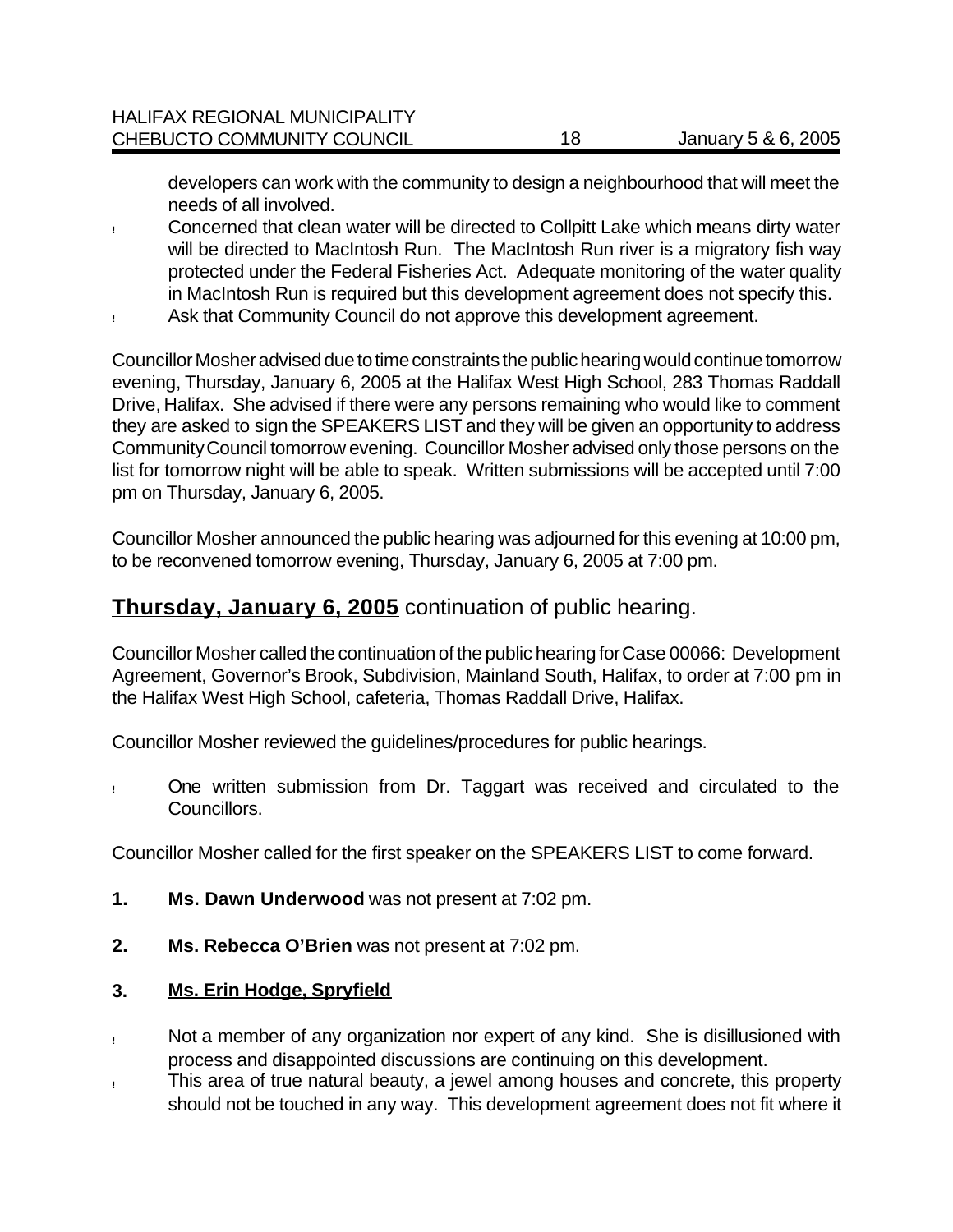developers can work with the community to design a neighbourhood that will meet the needs of all involved.

- Concerned that clean water will be directed to Collpitt Lake which means dirty water will be directed to MacIntosh Run. The MacIntosh Run river is a migratory fish way protected under the Federal Fisheries Act. Adequate monitoring of the water quality in MacIntosh Run is required but this development agreement does not specify this.
- Ask that Community Council do not approve this development agreement.

Councillor Mosher advised due to time constraints the public hearing would continue tomorrow evening, Thursday, January 6, 2005 at the Halifax West High School, 283 Thomas Raddall Drive, Halifax. She advised if there were any persons remaining who would like to comment they are asked to sign the SPEAKERS LIST and they will be given an opportunity to address Community Council tomorrow evening. Councillor Mosher advised only those persons on the list for tomorrow night will be able to speak. Written submissions will be accepted until 7:00 pm on Thursday, January 6, 2005.

Councillor Mosher announced the public hearing was adjourned for this evening at 10:00 pm, to be reconvened tomorrow evening, Thursday, January 6, 2005 at 7:00 pm.

## **Thursday, January 6, 2005** continuation of public hearing.

Councillor Mosher called the continuation of the public hearing for Case 00066: Development Agreement, Governor's Brook, Subdivision, Mainland South, Halifax, to order at 7:00 pm in the Halifax West High School, cafeteria, Thomas Raddall Drive, Halifax.

Councillor Mosher reviewed the guidelines/procedures for public hearings.

- One written submission from Dr. Taggart was received and circulated to the Councillors.

Councillor Mosher called for the first speaker on the SPEAKERS LIST to come forward.

**1. Ms. Dawn Underwood** was not present at 7:02 pm.

**2. Ms. Rebecca O'Brien** was not present at 7:02 pm.

**3. Ms. Erin Hodge, Spryfield**

- Not a member of any organization nor expert of any kind. She is disillusioned with process and disappointed discussions are continuing on this development.
- This area of true natural beauty, a jewel among houses and concrete, this property should not be touched in any way. This development agreement does not fit where it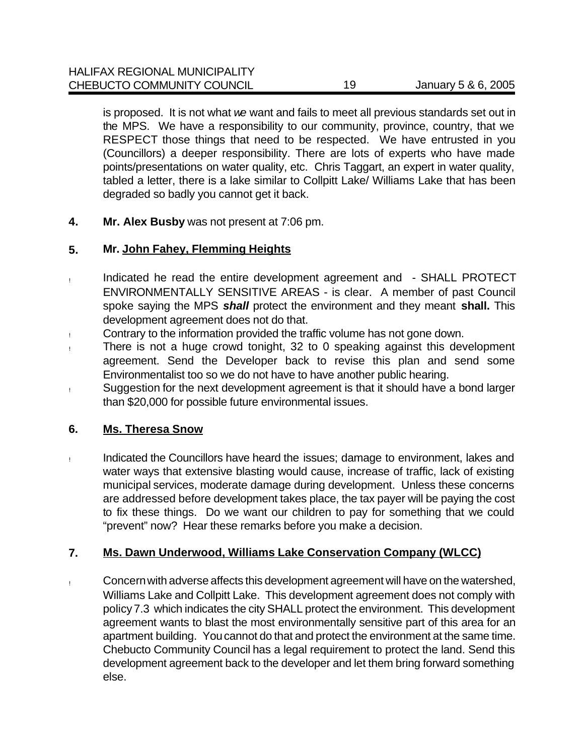is proposed. It is not what *we* want and fails to meet all previous standards set out in the MPS. We have a responsibility to our community, province, country, that we RESPECT those things that need to be respected. We have entrusted in you (Councillors) a deeper responsibility. There are lots of experts who have made points/presentations on water quality, etc. Chris Taggart, an expert in water quality, tabled a letter, there is a lake similar to Collpitt Lake/ Williams Lake that has been degraded so badly you cannot get it back.

**4. Mr. Alex Busby** was not present at 7:06 pm.

**5. Mr. John Fahey, Flemming Heights**

- Indicated he read the entire development agreement and - SHALL PROTECT ENVIRONMENTALLY SENSITIVE AREAS - is clear. A member of past Council spoke saying the MPS ***shall*** protect the environment and they meant **shall.** This development agreement does not do that.
- Contrary to the information provided the traffic volume has not gone down.
- There is not a huge crowd tonight, 32 to 0 speaking against this development agreement. Send the Developer back to revise this plan and send some Environmentalist too so we do not have to have another public hearing.
- Suggestion for the next development agreement is that it should have a bond larger than $20,000 for possible future environmental issues.

**6. Ms. Theresa Snow**

- Indicated the Councillors have heard the issues; damage to environment, lakes and water ways that extensive blasting would cause, increase of traffic, lack of existing municipal services, moderate damage during development. Unless these concerns are addressed before development takes place, the tax payer will be paying the cost to fix these things. Do we want our children to pay for something that we could "prevent" now? Hear these remarks before you make a decision.

**7. Ms. Dawn Underwood, Williams Lake Conservation Company (WLCC)**

- Concern with adverse affects this development agreement will have on the watershed, Williams Lake and Collpitt Lake. This development agreement does not comply with policy 7.3 which indicates the city SHALL protect the environment. This development agreement wants to blast the most environmentally sensitive part of this area for an apartment building. You cannot do that and protect the environment at the same time. Chebucto Community Council has a legal requirement to protect the land. Send this development agreement back to the developer and let them bring forward something else.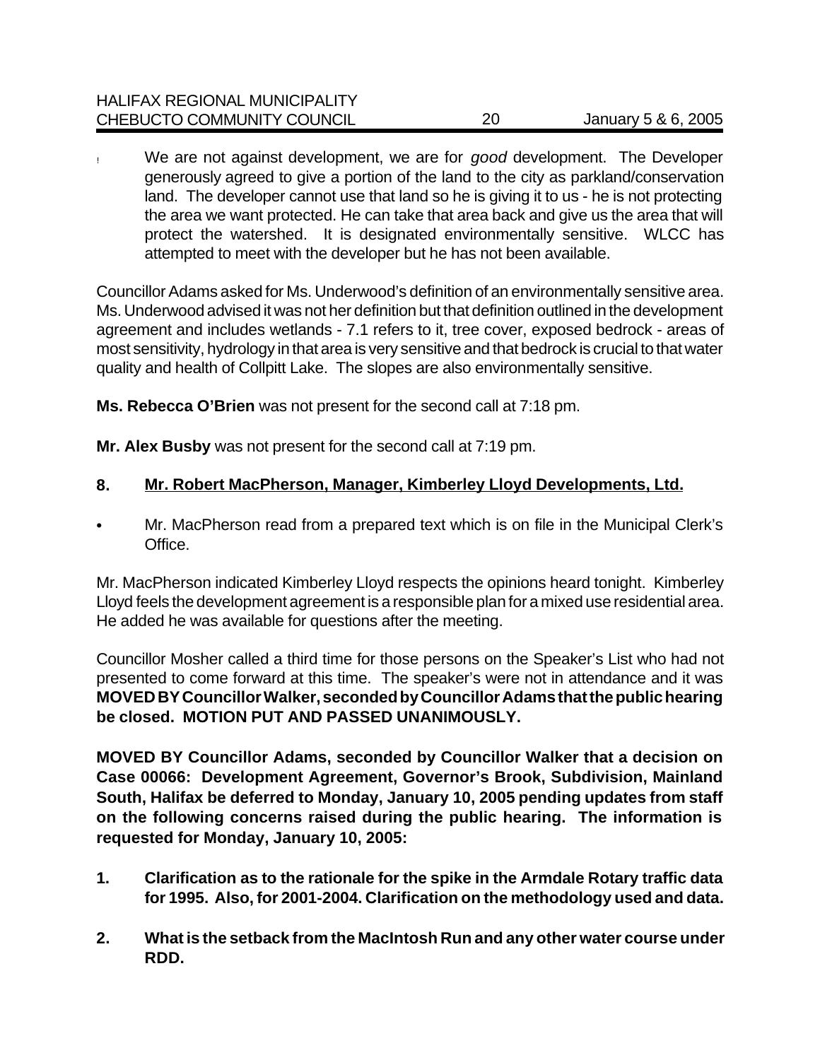- We are not against development, we are for *good* development. The Developer generously agreed to give a portion of the land to the city as parkland/conservation land. The developer cannot use that land so he is giving it to us - he is not protecting the area we want protected. He can take that area back and give us the area that will protect the watershed. It is designated environmentally sensitive. WLCC has attempted to meet with the developer but he has not been available.

Councillor Adams asked for Ms. Underwood's definition of an environmentally sensitive area. Ms. Underwood advised it was not her definition but that definition outlined in the development agreement and includes wetlands - 7.1 refers to it, tree cover, exposed bedrock - areas of most sensitivity, hydrology in that area is very sensitive and that bedrock is crucial to that water quality and health of Collpitt Lake. The slopes are also environmentally sensitive.

**Ms. Rebecca O'Brien** was not present for the second call at 7:18 pm.

**Mr. Alex Busby** was not present for the second call at 7:19 pm.

## 8. Mr. Robert MacPherson, Manager, Kimberley Lloyd Developments, Ltd.

- Mr. MacPherson read from a prepared text which is on file in the Municipal Clerk's Office.

Mr. MacPherson indicated Kimberley Lloyd respects the opinions heard tonight. Kimberley Lloyd feels the development agreement is a responsible plan for a mixed use residential area. He added he was available for questions after the meeting.

Councillor Mosher called a third time for those persons on the Speaker's List who had not presented to come forward at this time. The speaker's were not in attendance and it was **MOVED BY Councillor Walker, seconded by Councillor Adams that the public hearing be closed. MOTION PUT AND PASSED UNANIMOUSLY.**

**MOVED BY Councillor Adams, seconded by Councillor Walker that a decision on Case 00066: Development Agreement, Governor's Brook, Subdivision, Mainland South, Halifax be deferred to Monday, January 10, 2005 pending updates from staff on the following concerns raised during the public hearing. The information is requested for Monday, January 10, 2005:**

1. **Clarification as to the rationale for the spike in the Armdale Rotary traffic data for 1995. Also, for 2001-2004. Clarification on the methodology used and data.**
2. **What is the setback from the MacIntosh Run and any other water course under RDD.**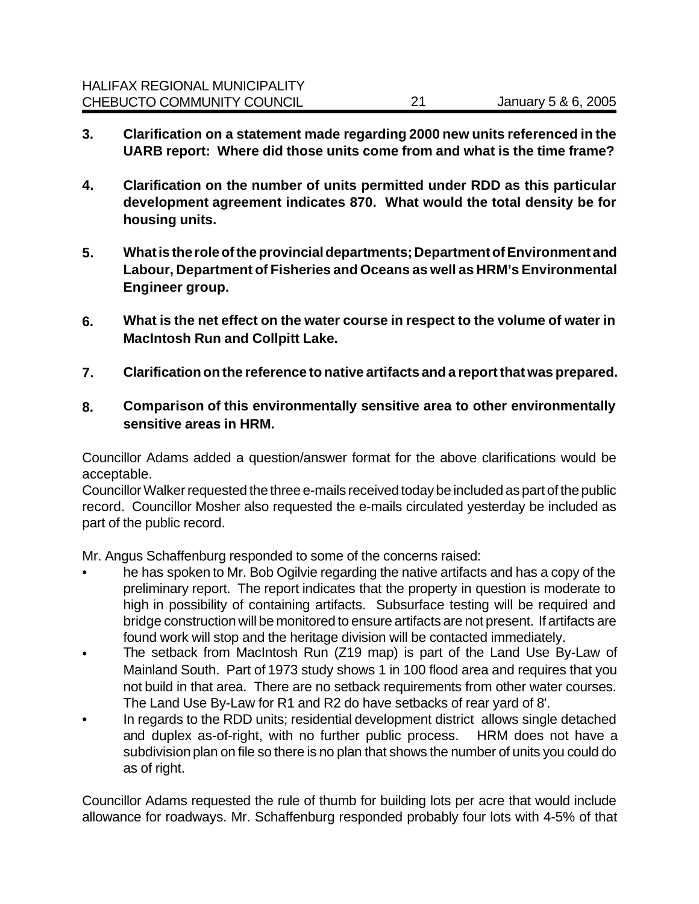3. **Clarification on a statement made regarding 2000 new units referenced in the UARB report: Where did those units come from and what is the time frame?**

4. **Clarification on the number of units permitted under RDD as this particular development agreement indicates 870. What would the total density be for housing units.**

5. **What is the role of the provincial departments; Department of Environment and Labour, Department of Fisheries and Oceans as well as HRM's Environmental Engineer group.**

6. **What is the net effect on the water course in respect to the volume of water in MacIntosh Run and Collpitt Lake.**

7. **Clarification on the reference to native artifacts and a report that was prepared.**

8. **Comparison of this environmentally sensitive area to other environmentally sensitive areas in HRM.**

Councillor Adams added a question/answer format for the above clarifications would be acceptable.
Councillor Walker requested the three e-mails received today be included as part of the public record. Councillor Mosher also requested the e-mails circulated yesterday be included as part of the public record.

Mr. Angus Schaffenburg responded to some of the concerns raised:

- he has spoken to Mr. Bob Ogilvie regarding the native artifacts and has a copy of the preliminary report. The report indicates that the property in question is moderate to high in possibility of containing artifacts. Subsurface testing will be required and bridge construction will be monitored to ensure artifacts are not present. If artifacts are found work will stop and the heritage division will be contacted immediately.
- The setback from MacIntosh Run (Z19 map) is part of the Land Use By-Law of Mainland South. Part of 1973 study shows 1 in 100 flood area and requires that you not build in that area. There are no setback requirements from other water courses. The Land Use By-Law for R1 and R2 do have setbacks of rear yard of 8'.
- In regards to the RDD units; residential development district allows single detached and duplex as-of-right, with no further public process. HRM does not have a subdivision plan on file so there is no plan that shows the number of units you could do as of right.

Councillor Adams requested the rule of thumb for building lots per acre that would include allowance for roadways. Mr. Schaffenburg responded probably four lots with 4-5% of that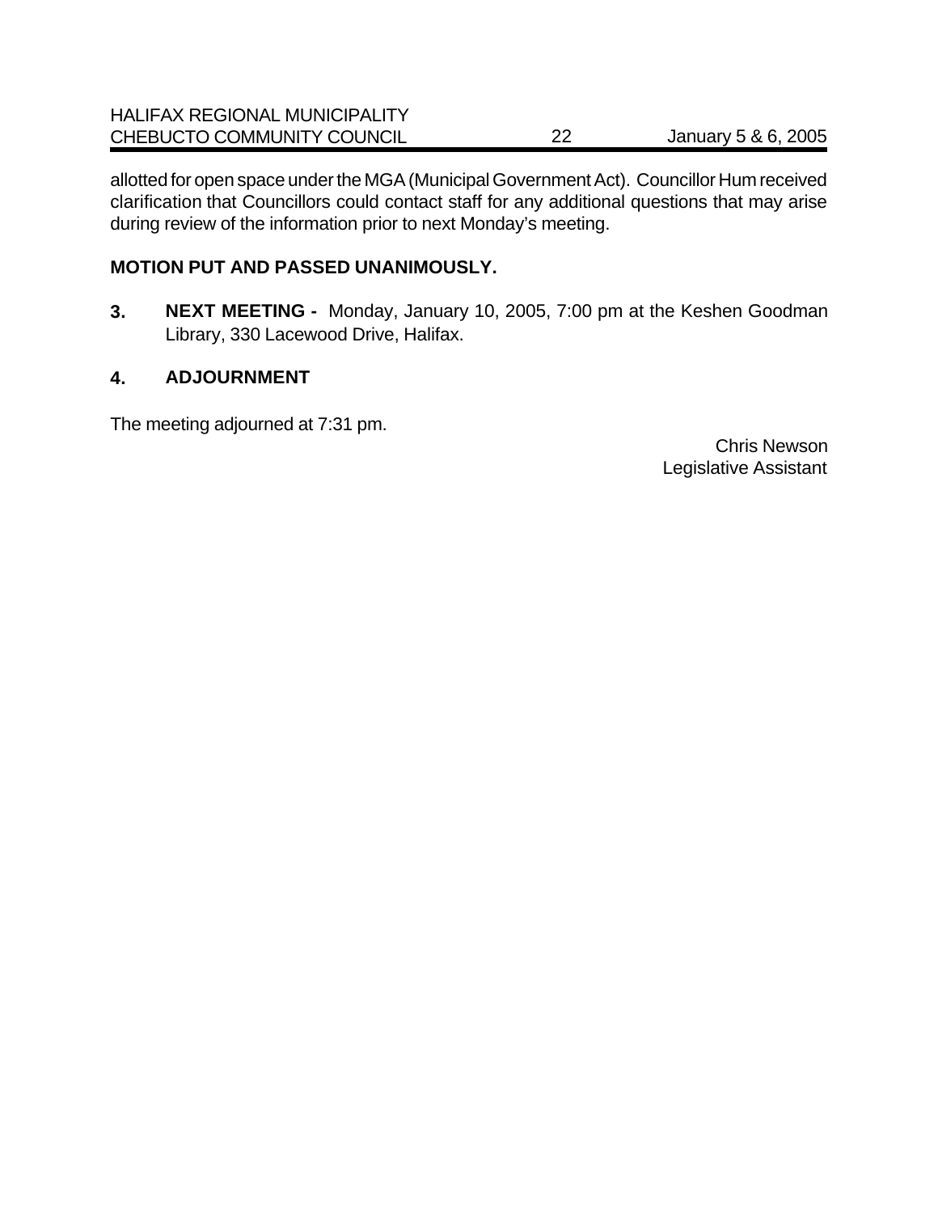allotted for open space under the MGA (Municipal Government Act). Councillor Hum received clarification that Councillors could contact staff for any additional questions that may arise during review of the information prior to next Monday's meeting.

**MOTION PUT AND PASSED UNANIMOUSLY.**

**3. NEXT MEETING -** Monday, January 10, 2005, 7:00 pm at the Keshen Goodman Library, 330 Lacewood Drive, Halifax.

**4. ADJOURNMENT**

The meeting adjourned at 7:31 pm.

Chris Newson
Legislative Assistant